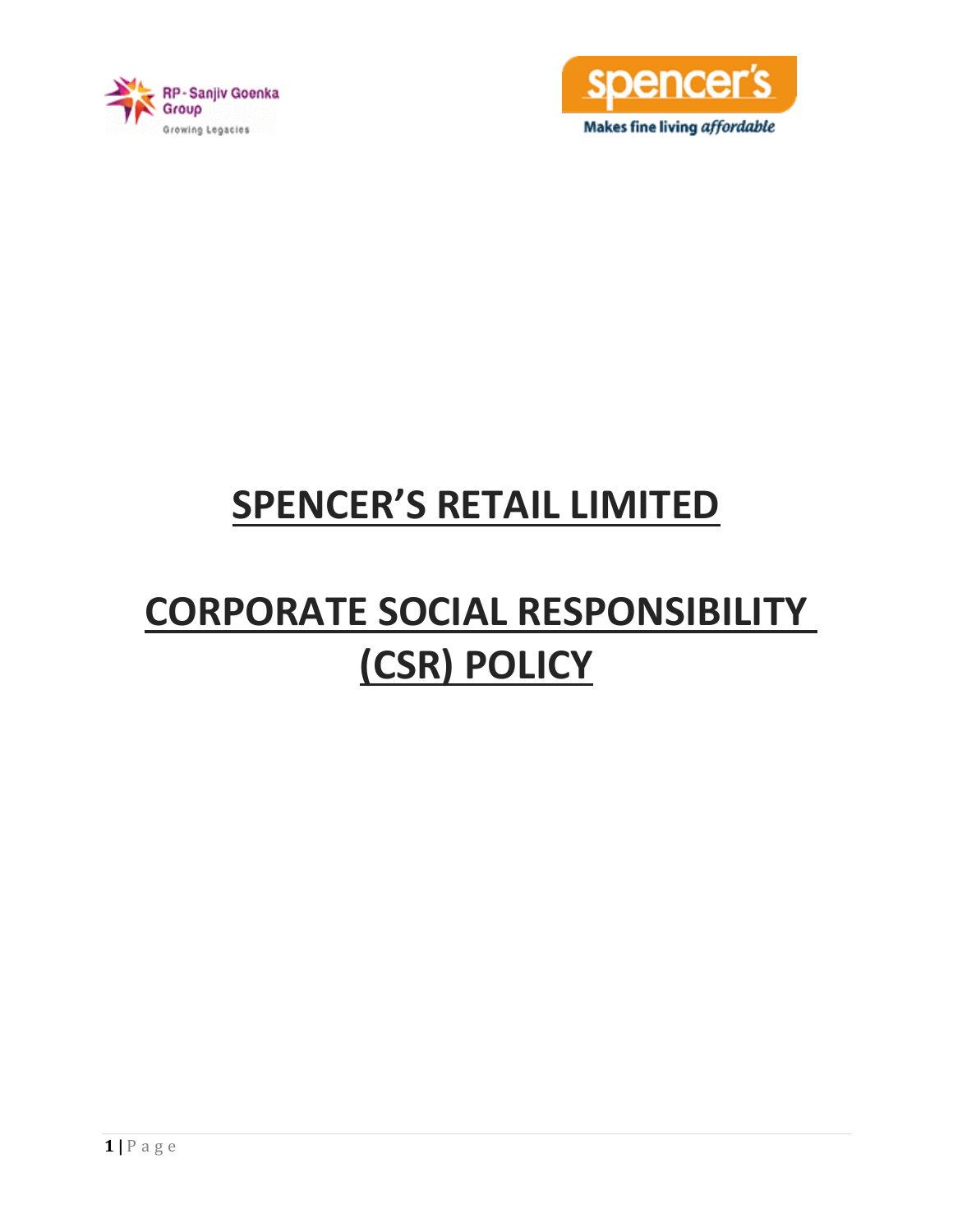# SPENCER'S RETAIL LIMITED

# CORPORATE SOCIAL RESPONSIBILITY (CSR) POLICY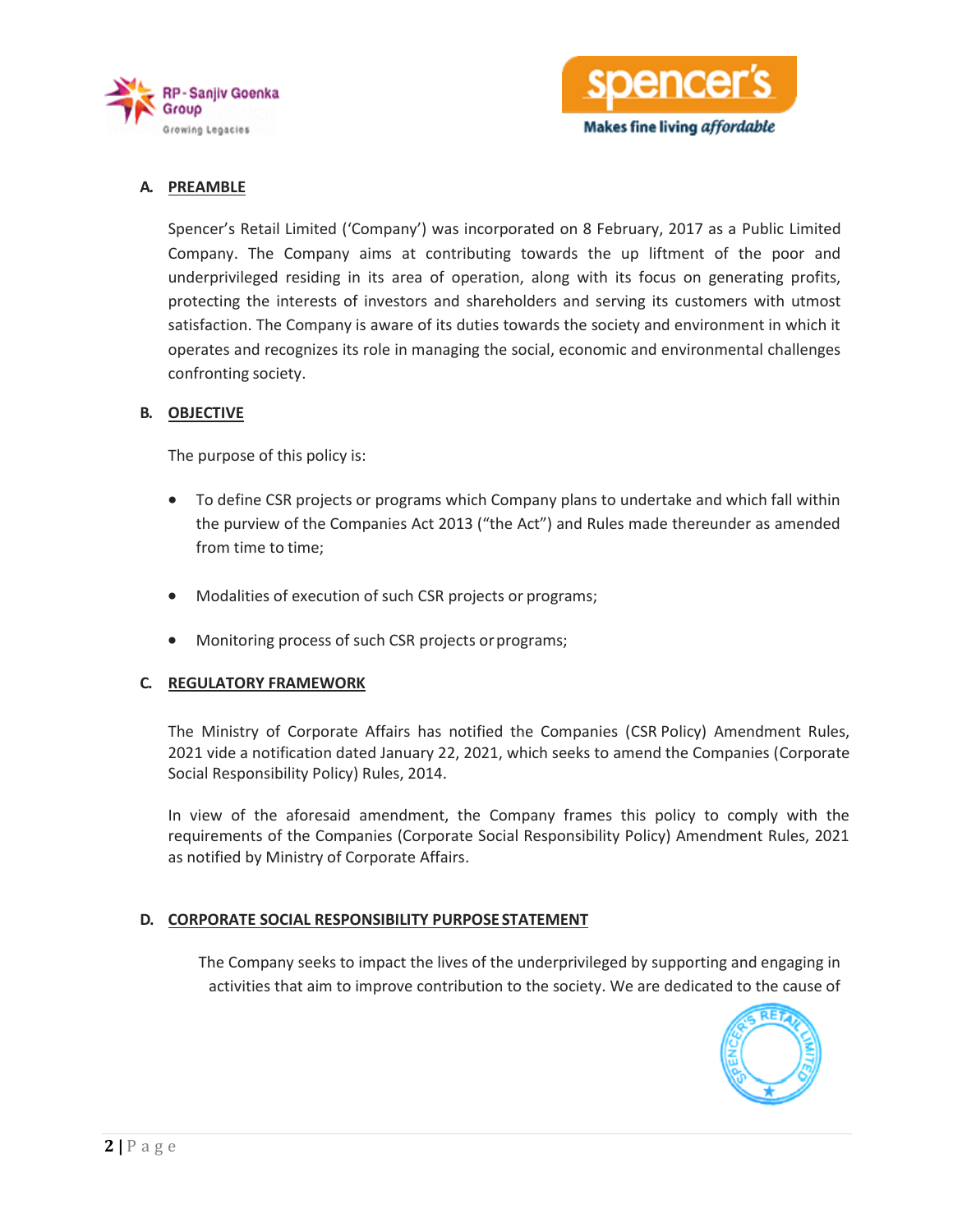## A. PREAMBLE

Spencer's Retail Limited ('Company') was incorporated on 8 February, 2017 as a Public Limited Company. The Company aims at contributing towards the up liftment of the poor and underprivileged residing in its area of operation, along with its focus on generating profits, protecting the interests of investors and shareholders and serving its customers with utmost satisfaction. The Company is aware of its duties towards the society and environment in which it operates and recognizes its role in managing the social, economic and environmental challenges confronting society.

## B. OBJECTIVE

The purpose of this policy is:

- To define CSR projects or programs which Company plans to undertake and which fall within the purview of the Companies Act 2013 ("the Act") and Rules made thereunder as amended from time to time;
- Modalities of execution of such CSR projects or programs;
- Monitoring process of such CSR projects or programs;

## C. REGULATORY FRAMEWORK

The Ministry of Corporate Affairs has notified the Companies (CSR Policy) Amendment Rules, 2021 vide a notification dated January 22, 2021, which seeks to amend the Companies (Corporate Social Responsibility Policy) Rules, 2014.

In view of the aforesaid amendment, the Company frames this policy to comply with the requirements of the Companies (Corporate Social Responsibility Policy) Amendment Rules, 2021 as notified by Ministry of Corporate Affairs.

## D. CORPORATE SOCIAL RESPONSIBILITY PURPOSE STATEMENT

The Company seeks to impact the lives of the underprivileged by supporting and engaging in activities that aim to improve contribution to the society. We are dedicated to the cause of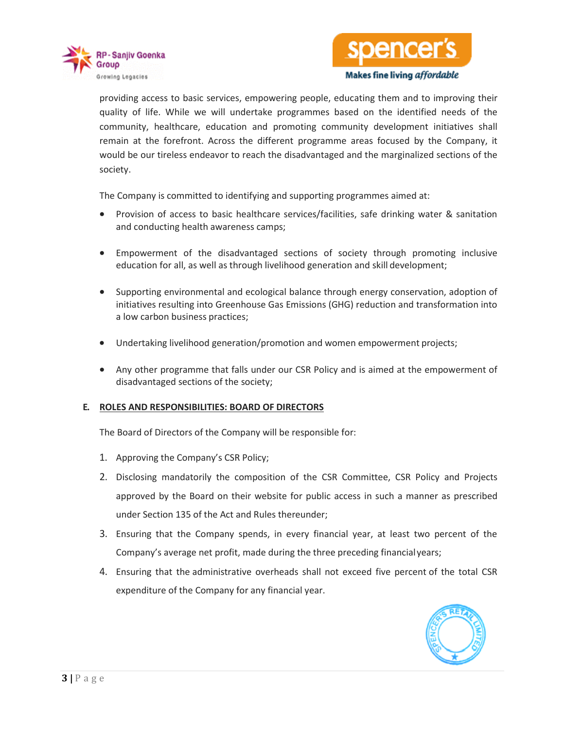providing access to basic services, empowering people, educating them and to improving their quality of life. While we will undertake programmes based on the identified needs of the community, healthcare, education and promoting community development initiatives shall remain at the forefront. Across the different programme areas focused by the Company, it would be our tireless endeavor to reach the disadvantaged and the marginalized sections of the society.

The Company is committed to identifying and supporting programmes aimed at:

- Provision of access to basic healthcare services/facilities, safe drinking water & sanitation and conducting health awareness camps;
- Empowerment of the disadvantaged sections of society through promoting inclusive education for all, as well as through livelihood generation and skill development;
- Supporting environmental and ecological balance through energy conservation, adoption of initiatives resulting into Greenhouse Gas Emissions (GHG) reduction and transformation into a low carbon business practices;
- Undertaking livelihood generation/promotion and women empowerment projects;
- Any other programme that falls under our CSR Policy and is aimed at the empowerment of disadvantaged sections of the society;

## E. ROLES AND RESPONSIBILITIES: BOARD OF DIRECTORS

The Board of Directors of the Company will be responsible for:

1. Approving the Company's CSR Policy;
2. Disclosing mandatorily the composition of the CSR Committee, CSR Policy and Projects approved by the Board on their website for public access in such a manner as prescribed under Section 135 of the Act and Rules thereunder;
3. Ensuring that the Company spends, in every financial year, at least two percent of the Company's average net profit, made during the three preceding financial years;
4. Ensuring that the administrative overheads shall not exceed five percent of the total CSR expenditure of the Company for any financial year.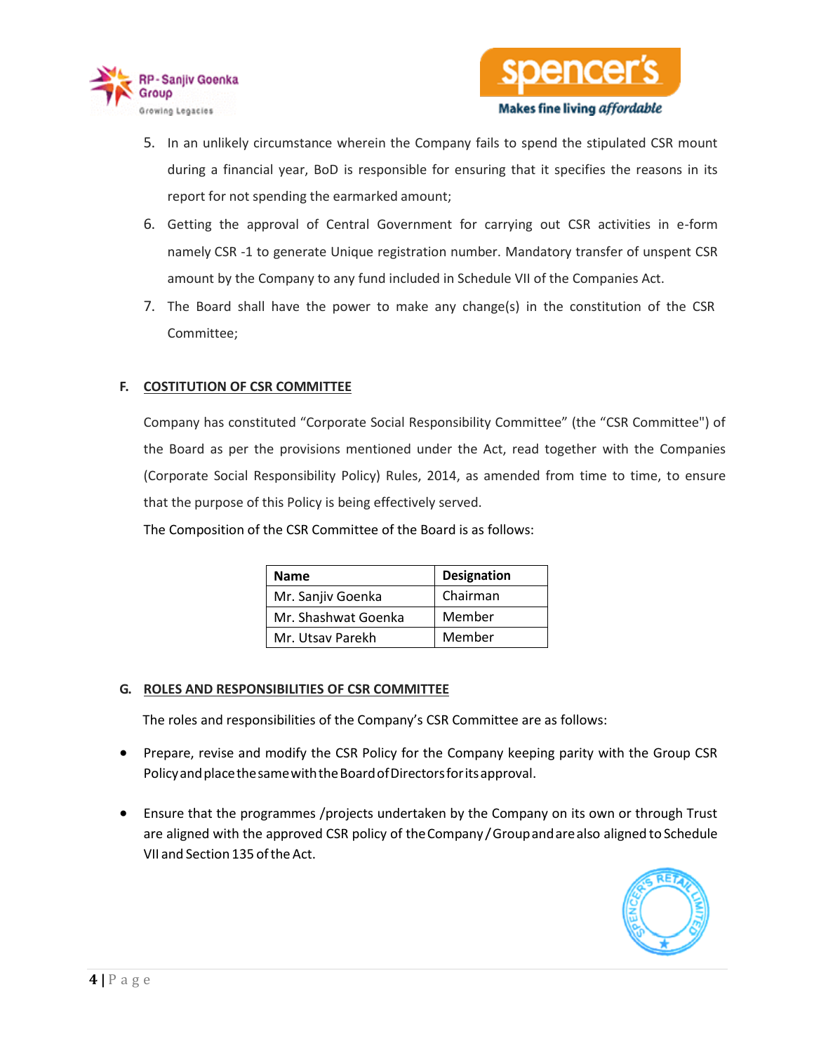5. In an unlikely circumstance wherein the Company fails to spend the stipulated CSR mount during a financial year, BoD is responsible for ensuring that it specifies the reasons in its report for not spending the earmarked amount;
6. Getting the approval of Central Government for carrying out CSR activities in e-form namely CSR -1 to generate Unique registration number. Mandatory transfer of unspent CSR amount by the Company to any fund included in Schedule VII of the Companies Act.
7. The Board shall have the power to make any change(s) in the constitution of the CSR Committee;

## F. COSTITUTION OF CSR COMMITTEE

Company has constituted "Corporate Social Responsibility Committee" (the "CSR Committee") of the Board as per the provisions mentioned under the Act, read together with the Companies (Corporate Social Responsibility Policy) Rules, 2014, as amended from time to time, to ensure that the purpose of this Policy is being effectively served.

The Composition of the CSR Committee of the Board is as follows:

| Name | Designation |
|---|---|
| Mr. Sanjiv Goenka | Chairman |
| Mr. Shashwat Goenka | Member |
| Mr. Utsav Parekh | Member |

## G. ROLES AND RESPONSIBILITIES OF CSR COMMITTEE

The roles and responsibilities of the Company's CSR Committee are as follows:

- Prepare, revise and modify the CSR Policy for the Company keeping parity with the Group CSR Policy and place the same with the Board of Directors for its approval.
- Ensure that the programmes /projects undertaken by the Company on its own or through Trust are aligned with the approved CSR policy of the Company / Group and are also aligned to Schedule VII and Section 135 of the Act.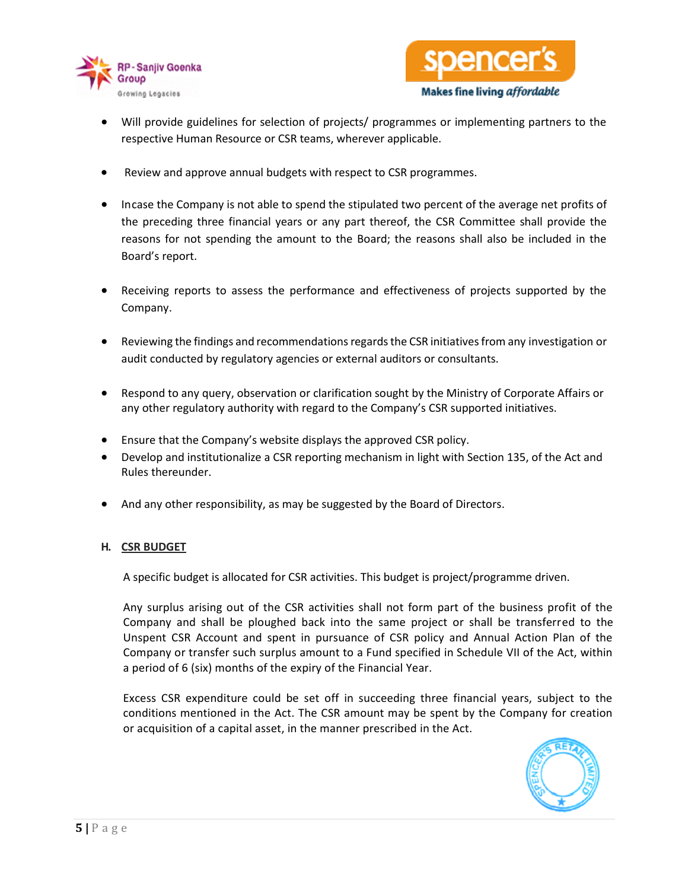- Will provide guidelines for selection of projects/ programmes or implementing partners to the respective Human Resource or CSR teams, wherever applicable.

- Review and approve annual budgets with respect to CSR programmes.

- Incase the Company is not able to spend the stipulated two percent of the average net profits of the preceding three financial years or any part thereof, the CSR Committee shall provide the reasons for not spending the amount to the Board; the reasons shall also be included in the Board's report.

- Receiving reports to assess the performance and effectiveness of projects supported by the Company.

- Reviewing the findings and recommendations regards the CSR initiatives from any investigation or audit conducted by regulatory agencies or external auditors or consultants.

- Respond to any query, observation or clarification sought by the Ministry of Corporate Affairs or any other regulatory authority with regard to the Company's CSR supported initiatives.

- Ensure that the Company's website displays the approved CSR policy.
- Develop and institutionalize a CSR reporting mechanism in light with Section 135, of the Act and Rules thereunder.

- And any other responsibility, as may be suggested by the Board of Directors.

### H. CSR BUDGET

A specific budget is allocated for CSR activities. This budget is project/programme driven.

Any surplus arising out of the CSR activities shall not form part of the business profit of the Company and shall be ploughed back into the same project or shall be transferred to the Unspent CSR Account and spent in pursuance of CSR policy and Annual Action Plan of the Company or transfer such surplus amount to a Fund specified in Schedule VII of the Act, within a period of 6 (six) months of the expiry of the Financial Year.

Excess CSR expenditure could be set off in succeeding three financial years, subject to the conditions mentioned in the Act. The CSR amount may be spent by the Company for creation or acquisition of a capital asset, in the manner prescribed in the Act.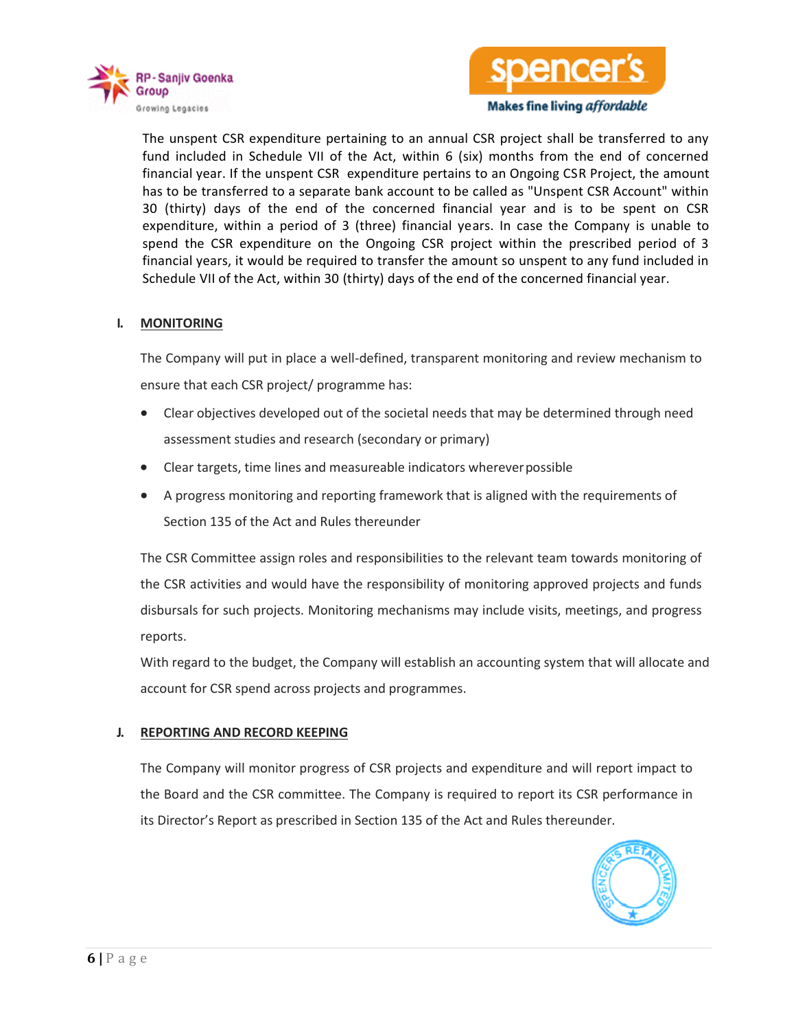The unspent CSR expenditure pertaining to an annual CSR project shall be transferred to any fund included in Schedule VII of the Act, within 6 (six) months from the end of concerned financial year. If the unspent CSR expenditure pertains to an Ongoing CSR Project, the amount has to be transferred to a separate bank account to be called as "Unspent CSR Account" within 30 (thirty) days of the end of the concerned financial year and is to be spent on CSR expenditure, within a period of 3 (three) financial years. In case the Company is unable to spend the CSR expenditure on the Ongoing CSR project within the prescribed period of 3 financial years, it would be required to transfer the amount so unspent to any fund included in Schedule VII of the Act, within 30 (thirty) days of the end of the concerned financial year.

## I. MONITORING

The Company will put in place a well-defined, transparent monitoring and review mechanism to ensure that each CSR project/ programme has:

- Clear objectives developed out of the societal needs that may be determined through need assessment studies and research (secondary or primary)
- Clear targets, time lines and measureable indicators wherever possible
- A progress monitoring and reporting framework that is aligned with the requirements of Section 135 of the Act and Rules thereunder

The CSR Committee assign roles and responsibilities to the relevant team towards monitoring of the CSR activities and would have the responsibility of monitoring approved projects and funds disbursals for such projects. Monitoring mechanisms may include visits, meetings, and progress reports.

With regard to the budget, the Company will establish an accounting system that will allocate and account for CSR spend across projects and programmes.

## J. REPORTING AND RECORD KEEPING

The Company will monitor progress of CSR projects and expenditure and will report impact to the Board and the CSR committee. The Company is required to report its CSR performance in its Director's Report as prescribed in Section 135 of the Act and Rules thereunder.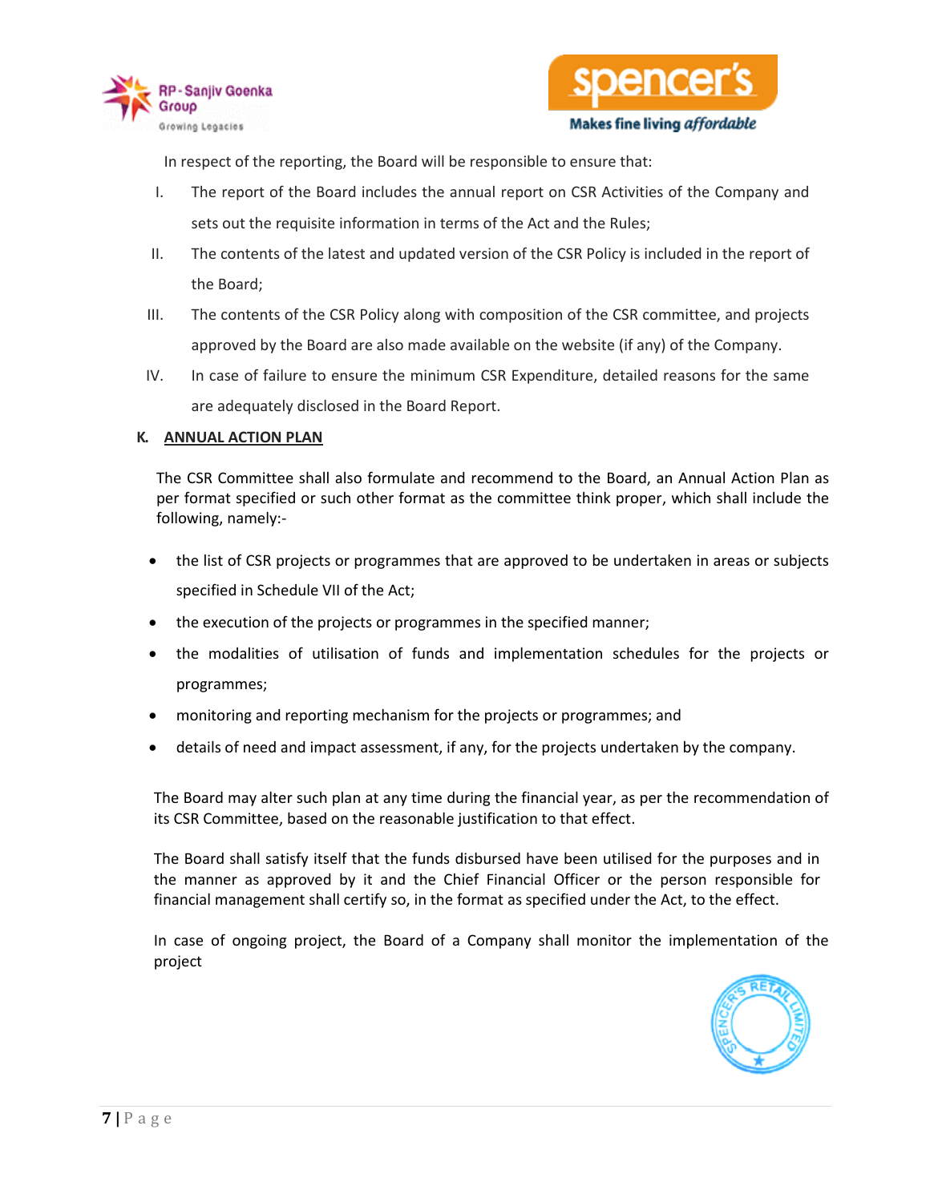In respect of the reporting, the Board will be responsible to ensure that:

I. The report of the Board includes the annual report on CSR Activities of the Company and sets out the requisite information in terms of the Act and the Rules;

II. The contents of the latest and updated version of the CSR Policy is included in the report of the Board;

III. The contents of the CSR Policy along with composition of the CSR committee, and projects approved by the Board are also made available on the website (if any) of the Company.

IV. In case of failure to ensure the minimum CSR Expenditure, detailed reasons for the same are adequately disclosed in the Board Report.

## K. ANNUAL ACTION PLAN

The CSR Committee shall also formulate and recommend to the Board, an Annual Action Plan as per format specified or such other format as the committee think proper, which shall include the following, namely:-

- the list of CSR projects or programmes that are approved to be undertaken in areas or subjects specified in Schedule VII of the Act;
- the execution of the projects or programmes in the specified manner;
- the modalities of utilisation of funds and implementation schedules for the projects or programmes;
- monitoring and reporting mechanism for the projects or programmes; and
- details of need and impact assessment, if any, for the projects undertaken by the company.

The Board may alter such plan at any time during the financial year, as per the recommendation of its CSR Committee, based on the reasonable justification to that effect.

The Board shall satisfy itself that the funds disbursed have been utilised for the purposes and in the manner as approved by it and the Chief Financial Officer or the person responsible for financial management shall certify so, in the format as specified under the Act, to the effect.

In case of ongoing project, the Board of a Company shall monitor the implementation of the project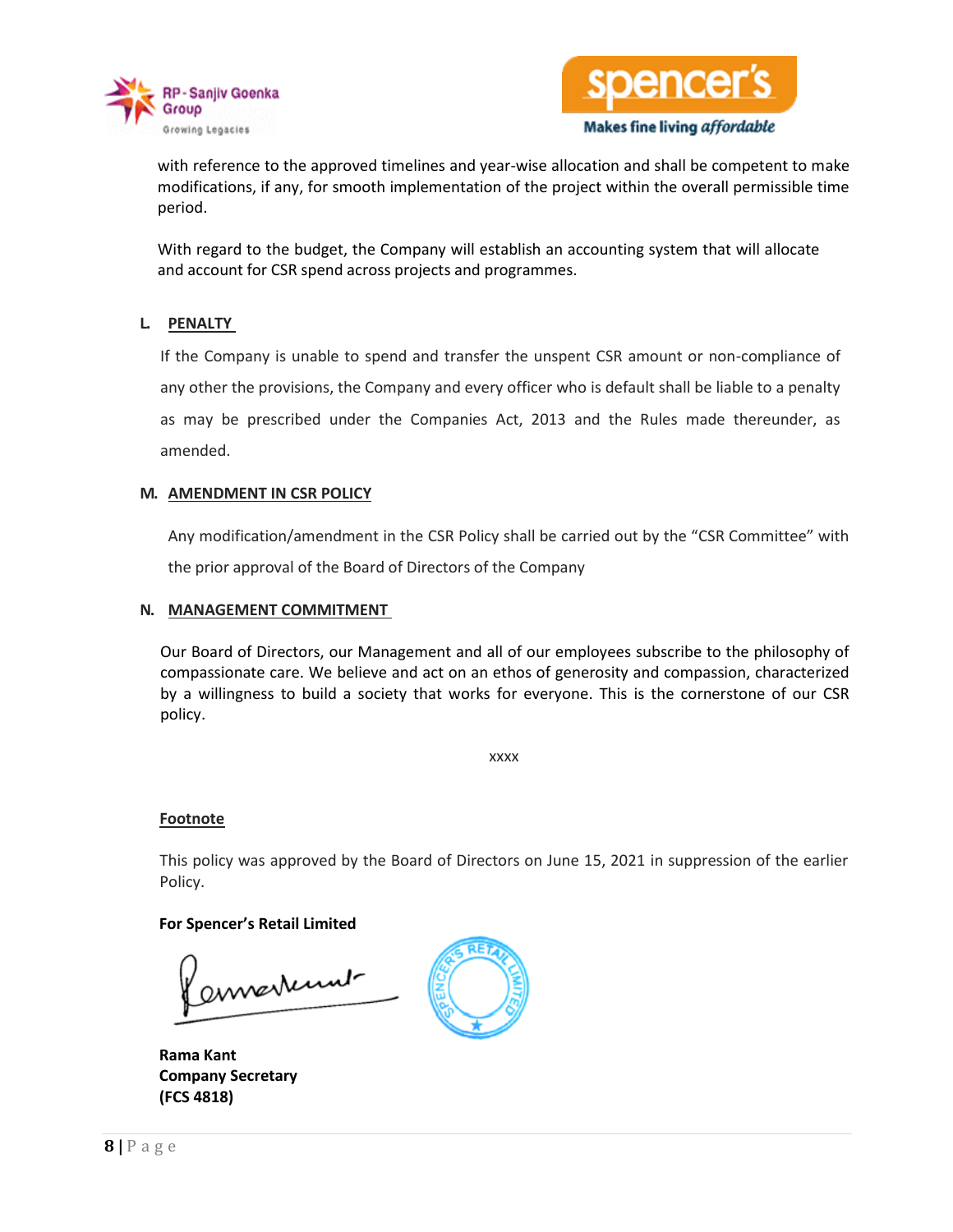with reference to the approved timelines and year-wise allocation and shall be competent to make modifications, if any, for smooth implementation of the project within the overall permissible time period.

With regard to the budget, the Company will establish an accounting system that will allocate and account for CSR spend across projects and programmes.

## L. PENALTY

If the Company is unable to spend and transfer the unspent CSR amount or non-compliance of any other the provisions, the Company and every officer who is default shall be liable to a penalty as may be prescribed under the Companies Act, 2013 and the Rules made thereunder, as amended.

## M. AMENDMENT IN CSR POLICY

Any modification/amendment in the CSR Policy shall be carried out by the "CSR Committee" with the prior approval of the Board of Directors of the Company

## N. MANAGEMENT COMMITMENT

Our Board of Directors, our Management and all of our employees subscribe to the philosophy of compassionate care. We believe and act on an ethos of generosity and compassion, characterized by a willingness to build a society that works for everyone. This is the cornerstone of our CSR policy.

xxxx

**Footnote**

This policy was approved by the Board of Directors on June 15, 2021 in suppression of the earlier Policy.

**For Spencer's Retail Limited**

**Rama Kant**
**Company Secretary**
**(FCS 4818)**